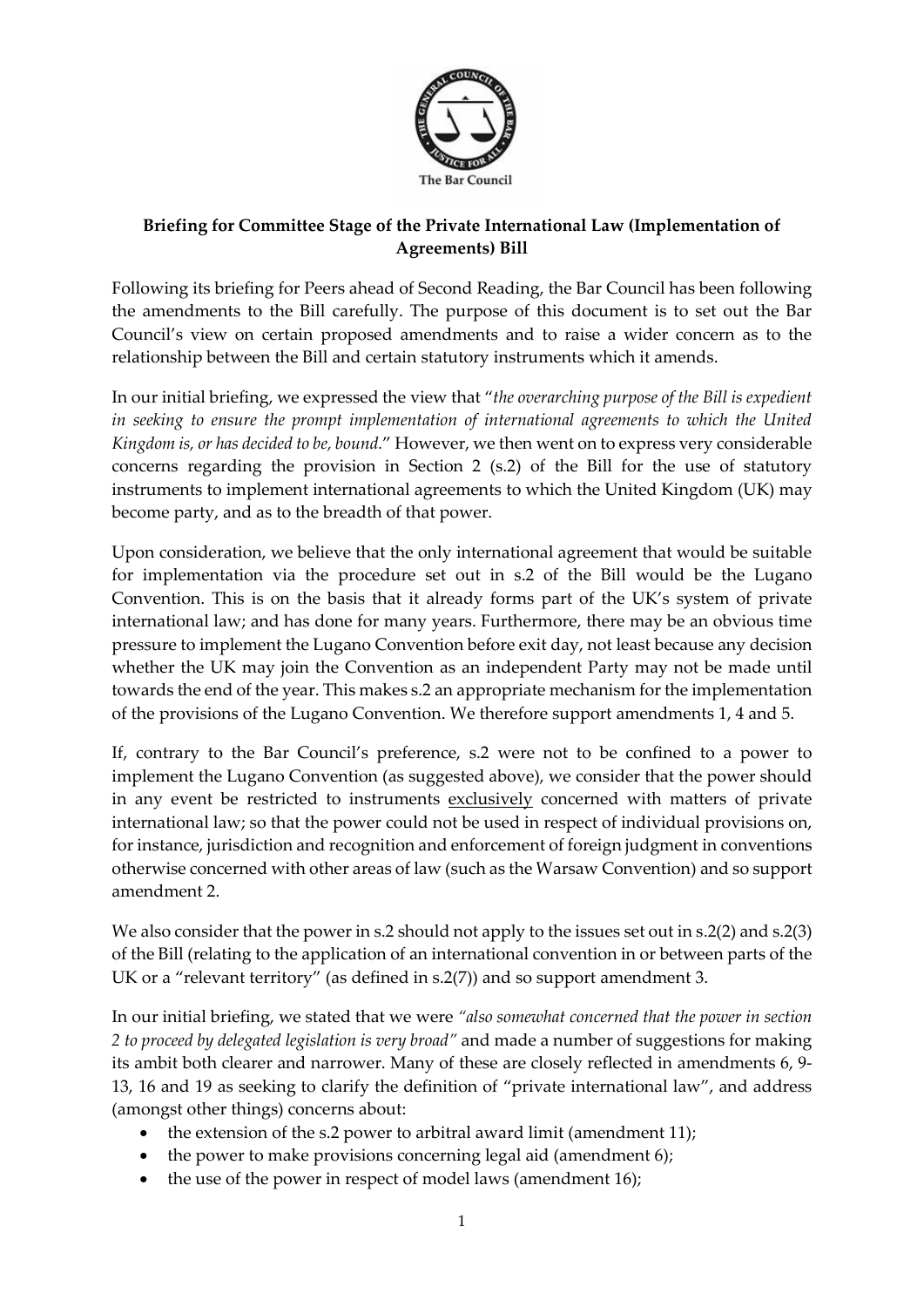The Bar Council

**Briefing for Committee Stage of the Private International Law (Implementation of Agreements) Bill**

Following its briefing for Peers ahead of Second Reading, the Bar Council has been following the amendments to the Bill carefully. The purpose of this document is to set out the Bar Council's view on certain proposed amendments and to raise a wider concern as to the relationship between the Bill and certain statutory instruments which it amends.

In our initial briefing, we expressed the view that "*the overarching purpose of the Bill is expedient in seeking to ensure the prompt implementation of international agreements to which the United Kingdom is, or has decided to be, bound*." However, we then went on to express very considerable concerns regarding the provision in Section 2 (s.2) of the Bill for the use of statutory instruments to implement international agreements to which the United Kingdom (UK) may become party, and as to the breadth of that power.

Upon consideration, we believe that the only international agreement that would be suitable for implementation via the procedure set out in s.2 of the Bill would be the Lugano Convention. This is on the basis that it already forms part of the UK's system of private international law; and has done for many years. Furthermore, there may be an obvious time pressure to implement the Lugano Convention before exit day, not least because any decision whether the UK may join the Convention as an independent Party may not be made until towards the end of the year. This makes s.2 an appropriate mechanism for the implementation of the provisions of the Lugano Convention. We therefore support amendments 1, 4 and 5.

If, contrary to the Bar Council's preference, s.2 were not to be confined to a power to implement the Lugano Convention (as suggested above), we consider that the power should in any event be restricted to instruments <u>exclusively</u> concerned with matters of private international law; so that the power could not be used in respect of individual provisions on, for instance, jurisdiction and recognition and enforcement of foreign judgment in conventions otherwise concerned with other areas of law (such as the Warsaw Convention) and so support amendment 2.

We also consider that the power in s.2 should not apply to the issues set out in s.2(2) and s.2(3) of the Bill (relating to the application of an international convention in or between parts of the UK or a "relevant territory" (as defined in s.2(7)) and so support amendment 3.

In our initial briefing, we stated that we were *"also somewhat concerned that the power in section 2 to proceed by delegated legislation is very broad"* and made a number of suggestions for making its ambit both clearer and narrower. Many of these are closely reflected in amendments 6, 9-13, 16 and 19 as seeking to clarify the definition of "private international law", and address (amongst other things) concerns about:

- the extension of the s.2 power to arbitral award limit (amendment 11);
- the power to make provisions concerning legal aid (amendment 6);
- the use of the power in respect of model laws (amendment 16);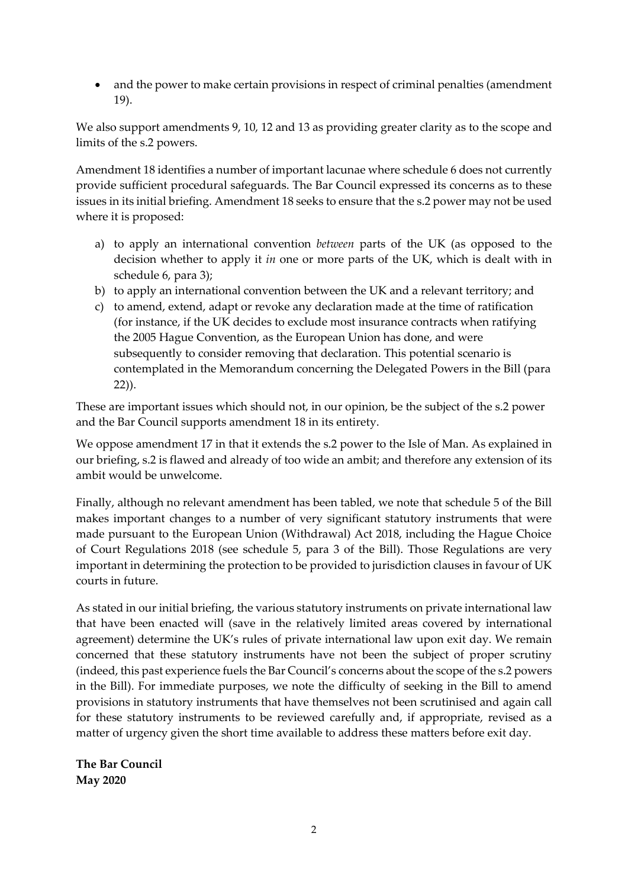- and the power to make certain provisions in respect of criminal penalties (amendment 19).

We also support amendments 9, 10, 12 and 13 as providing greater clarity as to the scope and limits of the s.2 powers.

Amendment 18 identifies a number of important lacunae where schedule 6 does not currently provide sufficient procedural safeguards. The Bar Council expressed its concerns as to these issues in its initial briefing. Amendment 18 seeks to ensure that the s.2 power may not be used where it is proposed:

a) to apply an international convention *between* parts of the UK (as opposed to the decision whether to apply it *in* one or more parts of the UK, which is dealt with in schedule 6, para 3);
b) to apply an international convention between the UK and a relevant territory; and
c) to amend, extend, adapt or revoke any declaration made at the time of ratification (for instance, if the UK decides to exclude most insurance contracts when ratifying the 2005 Hague Convention, as the European Union has done, and were subsequently to consider removing that declaration. This potential scenario is contemplated in the Memorandum concerning the Delegated Powers in the Bill (para 22)).

These are important issues which should not, in our opinion, be the subject of the s.2 power and the Bar Council supports amendment 18 in its entirety.

We oppose amendment 17 in that it extends the s.2 power to the Isle of Man. As explained in our briefing, s.2 is flawed and already of too wide an ambit; and therefore any extension of its ambit would be unwelcome.

Finally, although no relevant amendment has been tabled, we note that schedule 5 of the Bill makes important changes to a number of very significant statutory instruments that were made pursuant to the European Union (Withdrawal) Act 2018, including the Hague Choice of Court Regulations 2018 (see schedule 5, para 3 of the Bill). Those Regulations are very important in determining the protection to be provided to jurisdiction clauses in favour of UK courts in future.

As stated in our initial briefing, the various statutory instruments on private international law that have been enacted will (save in the relatively limited areas covered by international agreement) determine the UK's rules of private international law upon exit day. We remain concerned that these statutory instruments have not been the subject of proper scrutiny (indeed, this past experience fuels the Bar Council's concerns about the scope of the s.2 powers in the Bill). For immediate purposes, we note the difficulty of seeking in the Bill to amend provisions in statutory instruments that have themselves not been scrutinised and again call for these statutory instruments to be reviewed carefully and, if appropriate, revised as a matter of urgency given the short time available to address these matters before exit day.

**The Bar Council**
**May 2020**